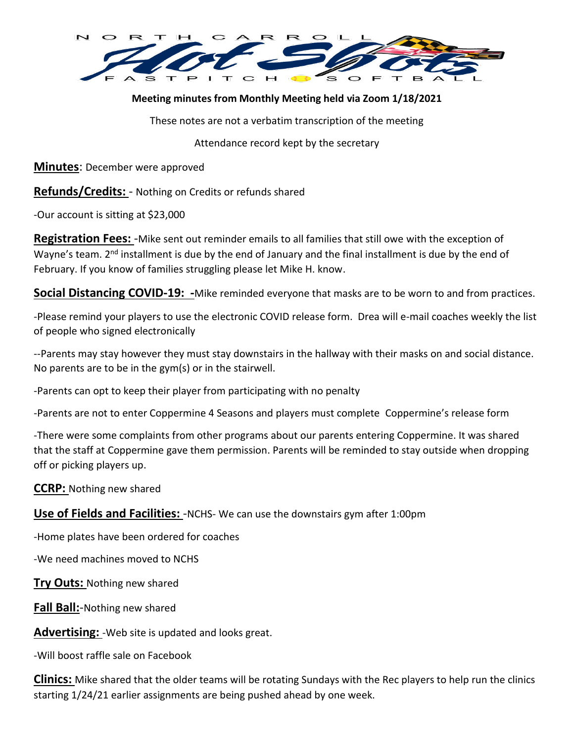N O R T H C A R R O L L

Hot Shots

F A S T P I T C H S O F T B A L L

**Meeting minutes from Monthly Meeting held via Zoom 1/18/2021**

These notes are not a verbatim transcription of the meeting

Attendance record kept by the secretary

**Minutes**: December were approved

**Refunds/Credits:** - Nothing on Credits or refunds shared

-Our account is sitting at $23,000

**Registration Fees:** -Mike sent out reminder emails to all families that still owe with the exception of Wayne's team. 2nd installment is due by the end of January and the final installment is due by the end of February. If you know of families struggling please let Mike H. know.

**Social Distancing COVID-19: -**Mike reminded everyone that masks are to be worn to and from practices.

-Please remind your players to use the electronic COVID release form. Drea will e-mail coaches weekly the list of people who signed electronically

--Parents may stay however they must stay downstairs in the hallway with their masks on and social distance. No parents are to be in the gym(s) or in the stairwell.

-Parents can opt to keep their player from participating with no penalty

-Parents are not to enter Coppermine 4 Seasons and players must complete Coppermine's release form

-There were some complaints from other programs about our parents entering Coppermine. It was shared that the staff at Coppermine gave them permission. Parents will be reminded to stay outside when dropping off or picking players up.

**CCRP:** Nothing new shared

**Use of Fields and Facilities:** -NCHS- We can use the downstairs gym after 1:00pm

-Home plates have been ordered for coaches

-We need machines moved to NCHS

**Try Outs:** Nothing new shared

**Fall Ball:**-Nothing new shared

**Advertising:** -Web site is updated and looks great.

-Will boost raffle sale on Facebook

**Clinics:** Mike shared that the older teams will be rotating Sundays with the Rec players to help run the clinics starting 1/24/21 earlier assignments are being pushed ahead by one week.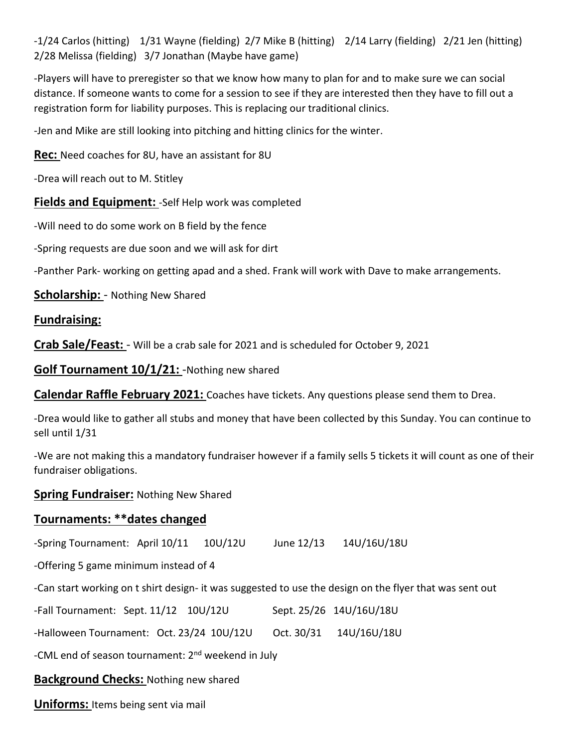-1/24 Carlos (hitting) 1/31 Wayne (fielding) 2/7 Mike B (hitting) 2/14 Larry (fielding) 2/21 Jen (hitting) 2/28 Melissa (fielding) 3/7 Jonathan (Maybe have game)

-Players will have to preregister so that we know how many to plan for and to make sure we can social distance. If someone wants to come for a session to see if they are interested then they have to fill out a registration form for liability purposes. This is replacing our traditional clinics.

-Jen and Mike are still looking into pitching and hitting clinics for the winter.

**Rec:** Need coaches for 8U, have an assistant for 8U

-Drea will reach out to M. Stitley

**Fields and Equipment:** -Self Help work was completed

-Will need to do some work on B field by the fence

-Spring requests are due soon and we will ask for dirt

-Panther Park- working on getting apad and a shed. Frank will work with Dave to make arrangements.

**Scholarship:** - Nothing New Shared

**Fundraising:**

**Crab Sale/Feast:** - Will be a crab sale for 2021 and is scheduled for October 9, 2021

**Golf Tournament 10/1/21:** -Nothing new shared

**Calendar Raffle February 2021:** Coaches have tickets. Any questions please send them to Drea.

-Drea would like to gather all stubs and money that have been collected by this Sunday. You can continue to sell until 1/31

-We are not making this a mandatory fundraiser however if a family sells 5 tickets it will count as one of their fundraiser obligations.

**Spring Fundraiser:** Nothing New Shared

**Tournaments: **dates changed**

-Spring Tournament: April 10/11 10U/12U June 12/13 14U/16U/18U

-Offering 5 game minimum instead of 4

-Can start working on t shirt design- it was suggested to use the design on the flyer that was sent out

-Fall Tournament: Sept. 11/12 10U/12U Sept. 25/26 14U/16U/18U

-Halloween Tournament: Oct. 23/24 10U/12U Oct. 30/31 14U/16U/18U

-CML end of season tournament: 2nd weekend in July

**Background Checks:** Nothing new shared

**Uniforms:** Items being sent via mail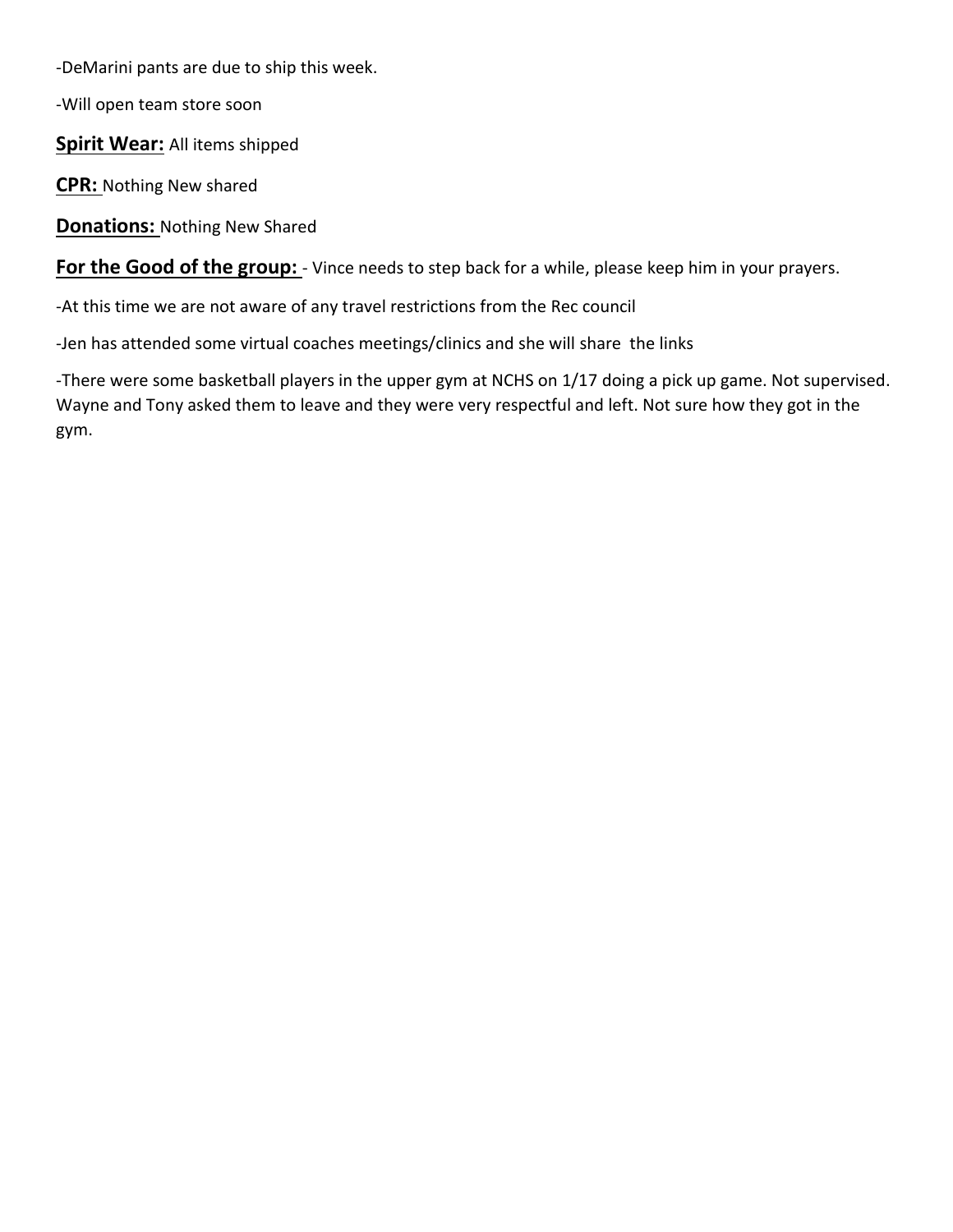-DeMarini pants are due to ship this week.

-Will open team store soon

**Spirit Wear:** All items shipped

**CPR:** Nothing New shared

**Donations:** Nothing New Shared

**For the Good of the group:** - Vince needs to step back for a while, please keep him in your prayers.

-At this time we are not aware of any travel restrictions from the Rec council

-Jen has attended some virtual coaches meetings/clinics and she will share the links

-There were some basketball players in the upper gym at NCHS on 1/17 doing a pick up game. Not supervised. Wayne and Tony asked them to leave and they were very respectful and left. Not sure how they got in the gym.